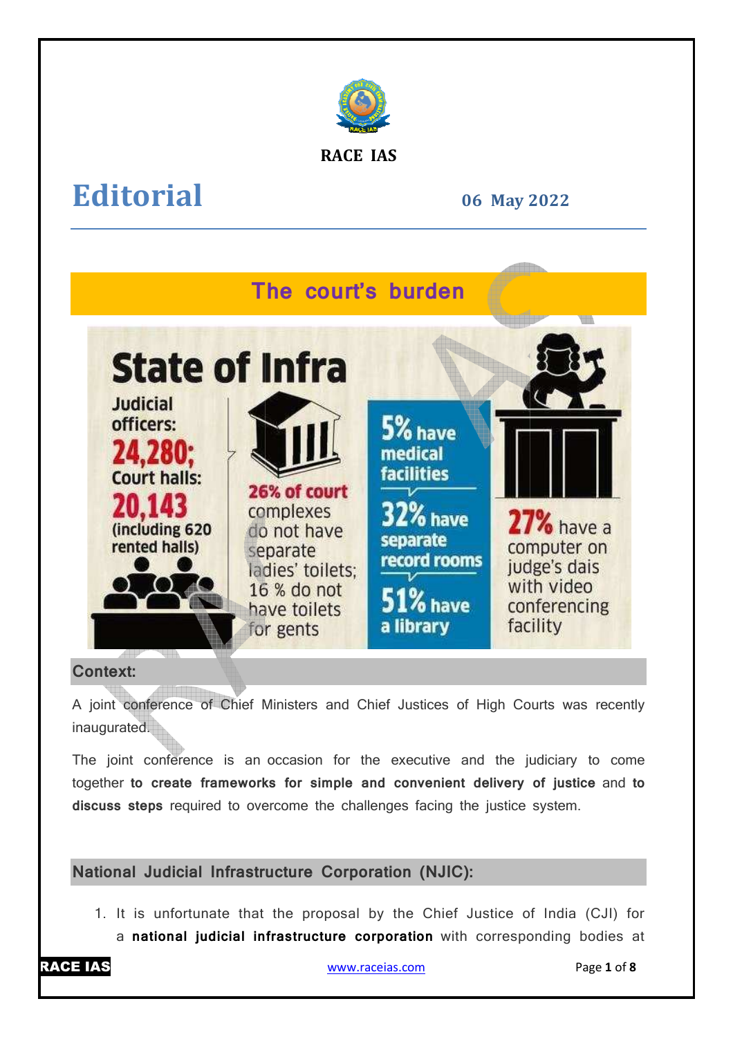RACE IAS

# Editorial

**06 May 2022**

## The court's burden

**State of Infra**

Judicial officers: **24,280;**
Court halls: **20,143** (including 620 rented halls)

**26% of court** complexes do not have separate ladies' toilets; 16 % do not have toilets for gents

**5%** have medical facilities

**32%** have separate record rooms

**51%** have a library

**27%** have a computer on judge's dais with video conferencing facility

### Context:

A joint conference of Chief Ministers and Chief Justices of High Courts was recently inaugurated.

The joint conference is an occasion for the executive and the judiciary to come together **to create frameworks for simple and convenient delivery of justice** and **to discuss steps** required to overcome the challenges facing the justice system.

### National Judicial Infrastructure Corporation (NJIC):

1. It is unfortunate that the proposal by the Chief Justice of India (CJI) for a **national judicial infrastructure corporation** with corresponding bodies at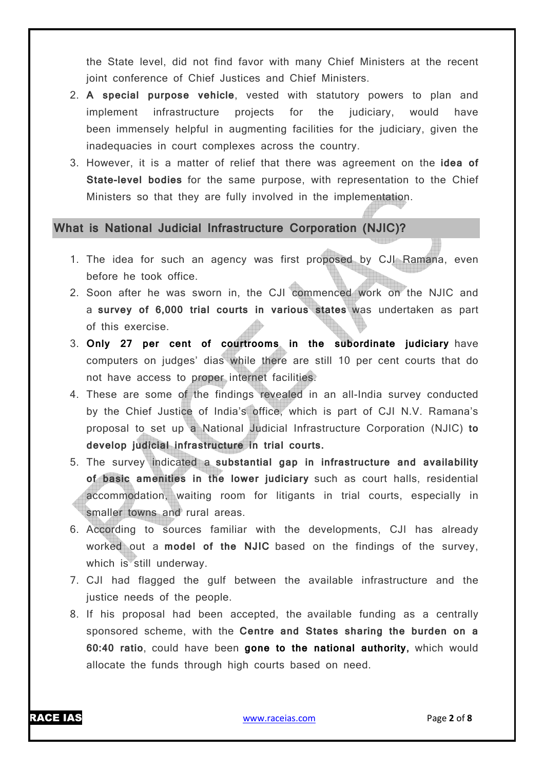the State level, did not find favor with many Chief Ministers at the recent joint conference of Chief Justices and Chief Ministers.

2. **A special purpose vehicle**, vested with statutory powers to plan and implement infrastructure projects for the judiciary, would have been immensely helpful in augmenting facilities for the judiciary, given the inadequacies in court complexes across the country.
3. However, it is a matter of relief that there was agreement on the **idea of State-level bodies** for the same purpose, with representation to the Chief Ministers so that they are fully involved in the implementation.

## What is National Judicial Infrastructure Corporation (NJIC)?

1. The idea for such an agency was first proposed by CJI Ramana, even before he took office.
2. Soon after he was sworn in, the CJI commenced work on the NJIC and a **survey of 6,000 trial courts in various states** was undertaken as part of this exercise.
3. **Only 27 per cent of courtrooms in the subordinate judiciary** have computers on judges' dias while there are still 10 per cent courts that do not have access to proper internet facilities.
4. These are some of the findings revealed in an all-India survey conducted by the Chief Justice of India's office, which is part of CJI N.V. Ramana's proposal to set up a National Judicial Infrastructure Corporation (NJIC) **to develop judicial infrastructure in trial courts.**
5. The survey indicated a **substantial gap in infrastructure and availability of basic amenities in the lower judiciary** such as court halls, residential accommodation, waiting room for litigants in trial courts, especially in smaller towns and rural areas.
6. According to sources familiar with the developments, CJI has already worked out a **model of the NJIC** based on the findings of the survey, which is still underway.
7. CJI had flagged the gulf between the available infrastructure and the justice needs of the people.
8. If his proposal had been accepted, the available funding as a centrally sponsored scheme, with the **Centre and States sharing the burden on a 60:40 ratio**, could have been **gone to the national authority,** which would allocate the funds through high courts based on need.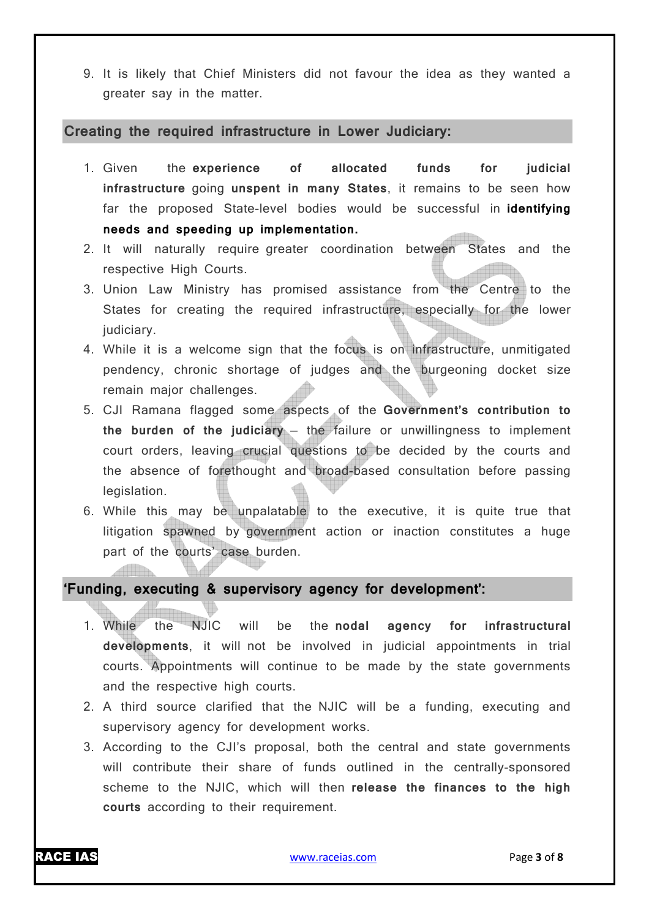9. It is likely that Chief Ministers did not favour the idea as they wanted a greater say in the matter.

## Creating the required infrastructure in Lower Judiciary:

1. Given the **experience of allocated funds for judicial infrastructure** going **unspent in many States**, it remains to be seen how far the proposed State-level bodies would be successful in **identifying needs and speeding up implementation.**
2. It will naturally require greater coordination between States and the respective High Courts.
3. Union Law Ministry has promised assistance from the Centre to the States for creating the required infrastructure, especially for the lower judiciary.
4. While it is a welcome sign that the focus is on infrastructure, unmitigated pendency, chronic shortage of judges and the burgeoning docket size remain major challenges.
5. CJI Ramana flagged some aspects of the **Government's contribution to the burden of the judiciary** – the failure or unwillingness to implement court orders, leaving crucial questions to be decided by the courts and the absence of forethought and broad-based consultation before passing legislation.
6. While this may be unpalatable to the executive, it is quite true that litigation spawned by government action or inaction constitutes a huge part of the courts' case burden.

## 'Funding, executing & supervisory agency for development':

1. While the NJIC will be the **nodal agency for infrastructural developments**, it will not be involved in judicial appointments in trial courts. Appointments will continue to be made by the state governments and the respective high courts.
2. A third source clarified that the NJIC will be a funding, executing and supervisory agency for development works.
3. According to the CJI's proposal, both the central and state governments will contribute their share of funds outlined in the centrally-sponsored scheme to the NJIC, which will then **release the finances to the high courts** according to their requirement.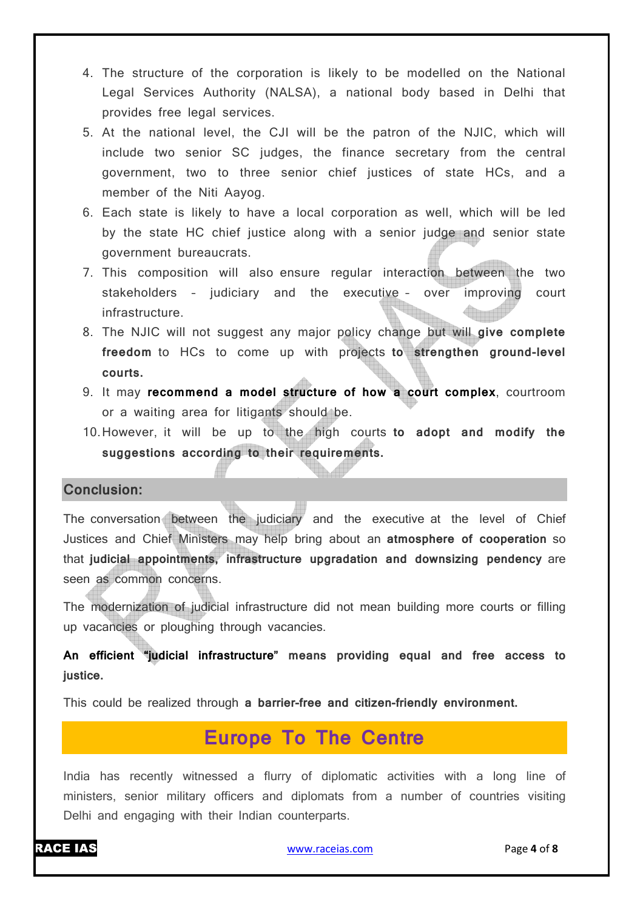4. The structure of the corporation is likely to be modelled on the National Legal Services Authority (NALSA), a national body based in Delhi that provides free legal services.
5. At the national level, the CJI will be the patron of the NJIC, which will include two senior SC judges, the finance secretary from the central government, two to three senior chief justices of state HCs, and a member of the Niti Aayog.
6. Each state is likely to have a local corporation as well, which will be led by the state HC chief justice along with a senior judge and senior state government bureaucrats.
7. This composition will also ensure regular interaction between the two stakeholders – judiciary and the executive – over improving court infrastructure.
8. The NJIC will not suggest any major policy change but will **give complete freedom** to HCs to come up with projects **to strengthen ground-level courts.**
9. It may **recommend a model structure of how a court complex**, courtroom or a waiting area for litigants should be.
10. However, it will be up to the high courts **to adopt and modify the suggestions according to their requirements.**

## Conclusion:

The conversation between the judiciary and the executive at the level of Chief Justices and Chief Ministers may help bring about an **atmosphere of cooperation** so that **judicial appointments, infrastructure upgradation and downsizing pendency** are seen as common concerns.

The modernization of judicial infrastructure did not mean building more courts or filling up vacancies or ploughing through vacancies.

**An efficient "judicial infrastructure" means providing equal and free access to justice.**

This could be realized through **a barrier-free and citizen-friendly environment.**

# Europe To The Centre

India has recently witnessed a flurry of diplomatic activities with a long line of ministers, senior military officers and diplomats from a number of countries visiting Delhi and engaging with their Indian counterparts.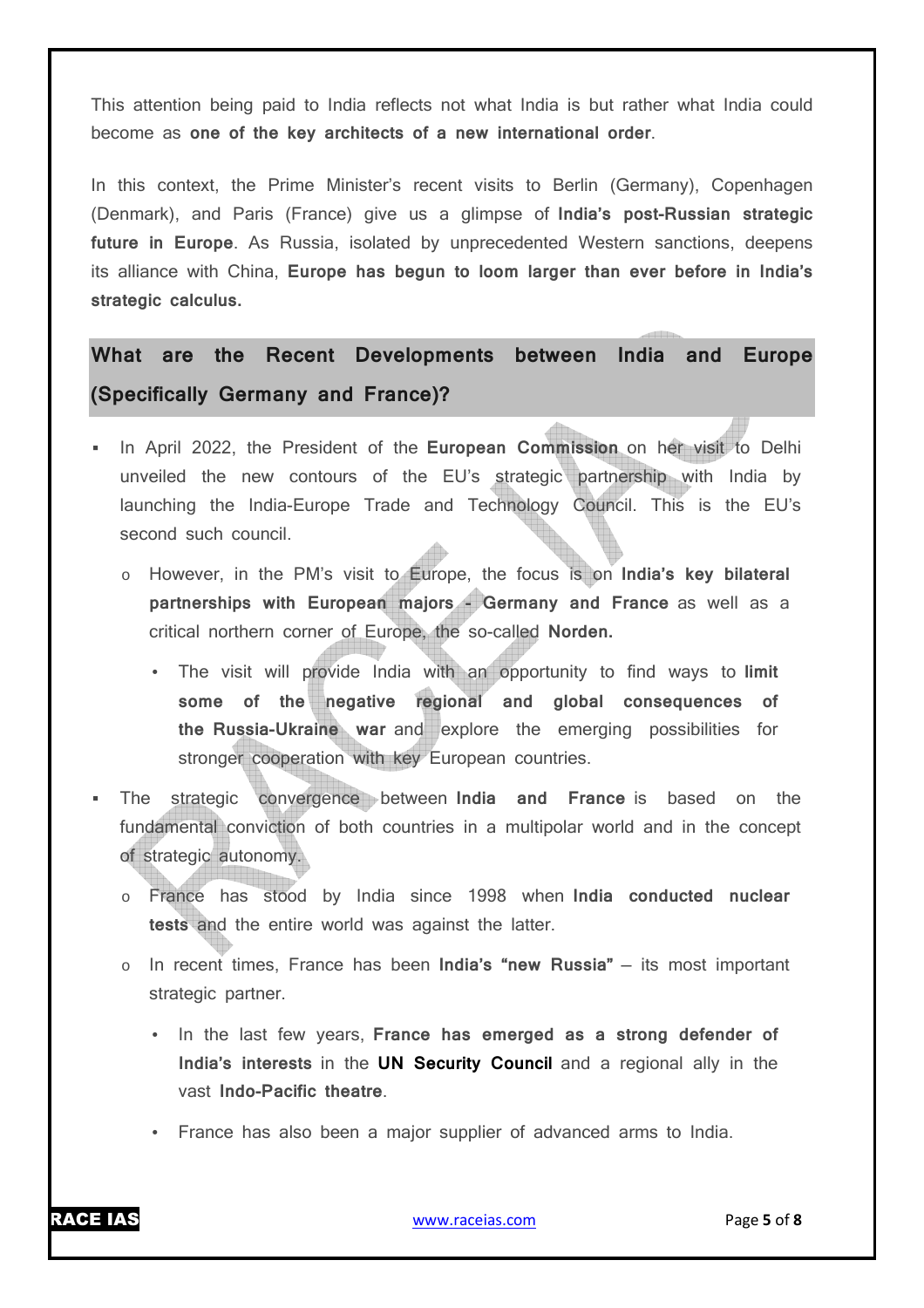This attention being paid to India reflects not what India is but rather what India could become as **one of the key architects of a new international order**.

In this context, the Prime Minister's recent visits to Berlin (Germany), Copenhagen (Denmark), and Paris (France) give us a glimpse of **India's post-Russian strategic future in Europe**. As Russia, isolated by unprecedented Western sanctions, deepens its alliance with China, **Europe has begun to loom larger than ever before in India's strategic calculus.**

## What are the Recent Developments between India and Europe (Specifically Germany and France)?

- In April 2022, the President of the **European Commission** on her visit to Delhi unveiled the new contours of the EU's strategic partnership with India by launching the India-Europe Trade and Technology Council. This is the EU's second such council.
  - However, in the PM's visit to Europe, the focus is on **India's key bilateral partnerships with European majors - Germany and France** as well as a critical northern corner of Europe, the so-called **Norden.**
    - The visit will provide India with an opportunity to find ways to **limit some of the negative regional and global consequences of the Russia-Ukraine war** and explore the emerging possibilities for stronger cooperation with key European countries.
- The strategic convergence between **India and France** is based on the fundamental conviction of both countries in a multipolar world and in the concept of strategic autonomy.
  - France has stood by India since 1998 when **India conducted nuclear tests** and the entire world was against the latter.
  - In recent times, France has been **India's "new Russia"** – its most important strategic partner.
    - In the last few years, **France has emerged as a strong defender of India's interests** in the **UN Security Council** and a regional ally in the vast **Indo-Pacific theatre**.
    - France has also been a major supplier of advanced arms to India.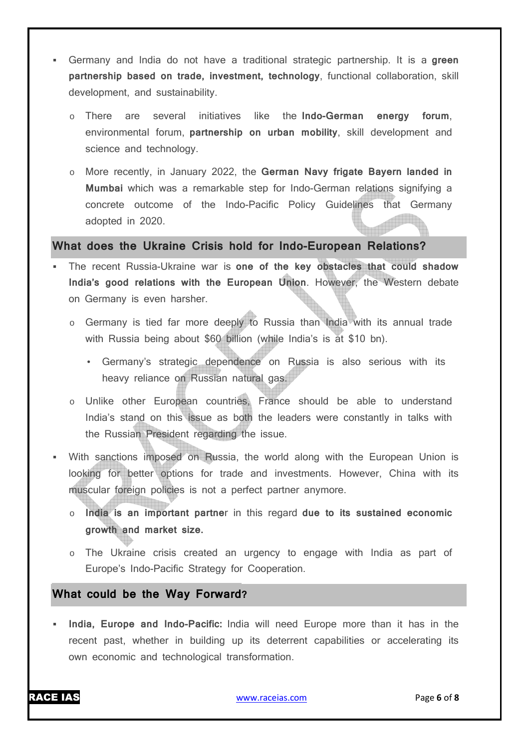- Germany and India do not have a traditional strategic partnership. It is a **green partnership based on trade, investment, technology**, functional collaboration, skill development, and sustainability.
  - There are several initiatives like the **Indo-German energy forum**, environmental forum, **partnership on urban mobility**, skill development and science and technology.
  - More recently, in January 2022, the **German Navy frigate Bayern landed in Mumbai** which was a remarkable step for Indo-German relations signifying a concrete outcome of the Indo-Pacific Policy Guidelines that Germany adopted in 2020.

## What does the Ukraine Crisis hold for Indo-European Relations?

- The recent Russia-Ukraine war is **one of the key obstacles that could shadow India's good relations with the European Union**. However, the Western debate on Germany is even harsher.
  - Germany is tied far more deeply to Russia than India with its annual trade with Russia being about $60 billion (while India's is at $10 bn).
    - Germany's strategic dependence on Russia is also serious with its heavy reliance on Russian natural gas.
  - Unlike other European countries, France should be able to understand India's stand on this issue as both the leaders were constantly in talks with the Russian President regarding the issue.
- With sanctions imposed on Russia, the world along with the European Union is looking for better options for trade and investments. However, China with its muscular foreign policies is not a perfect partner anymore.
  - **India is an important partner** in this regard **due to its sustained economic growth and market size.**
  - The Ukraine crisis created an urgency to engage with India as part of Europe's Indo-Pacific Strategy for Cooperation.

## What could be the Way Forward?

- **India, Europe and Indo-Pacific:** India will need Europe more than it has in the recent past, whether in building up its deterrent capabilities or accelerating its own economic and technological transformation.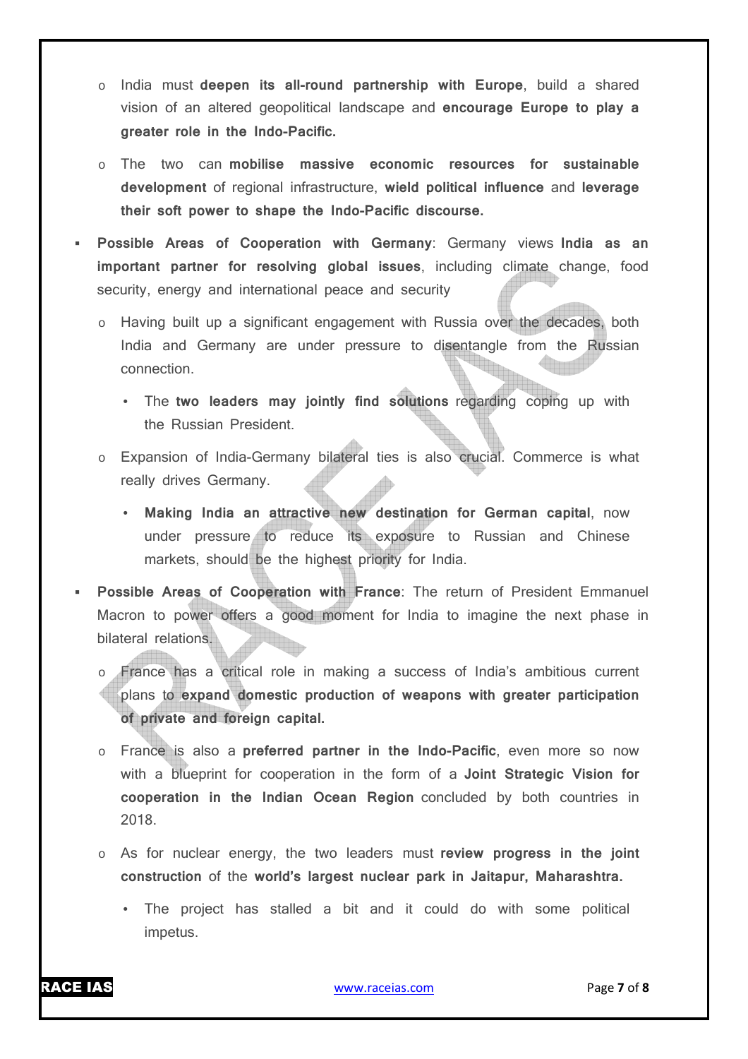- India must **deepen its all-round partnership with Europe**, build a shared vision of an altered geopolitical landscape and **encourage Europe to play a greater role in the Indo-Pacific.**
- The two can **mobilise massive economic resources for sustainable development** of regional infrastructure, **wield political influence** and **leverage their soft power to shape the Indo-Pacific discourse.**

- **Possible Areas of Cooperation with Germany**: Germany views **India as an important partner for resolving global issues**, including climate change, food security, energy and international peace and security
  - Having built up a significant engagement with Russia over the decades, both India and Germany are under pressure to disentangle from the Russian connection.
    - The **two leaders may jointly find solutions** regarding coping up with the Russian President.
  - Expansion of India-Germany bilateral ties is also crucial. Commerce is what really drives Germany.
    - **Making India an attractive new destination for German capital**, now under pressure to reduce its exposure to Russian and Chinese markets, should be the highest priority for India.

- **Possible Areas of Cooperation with France**: The return of President Emmanuel Macron to power offers a good moment for India to imagine the next phase in bilateral relations.
  - France has a critical role in making a success of India's ambitious current plans to **expand domestic production of weapons with greater participation of private and foreign capital.**
  - France is also a **preferred partner in the Indo-Pacific**, even more so now with a blueprint for cooperation in the form of a **Joint Strategic Vision for cooperation in the Indian Ocean Region** concluded by both countries in 2018.
  - As for nuclear energy, the two leaders must **review progress in the joint construction** of the **world's largest nuclear park in Jaitapur, Maharashtra.**
    - The project has stalled a bit and it could do with some political impetus.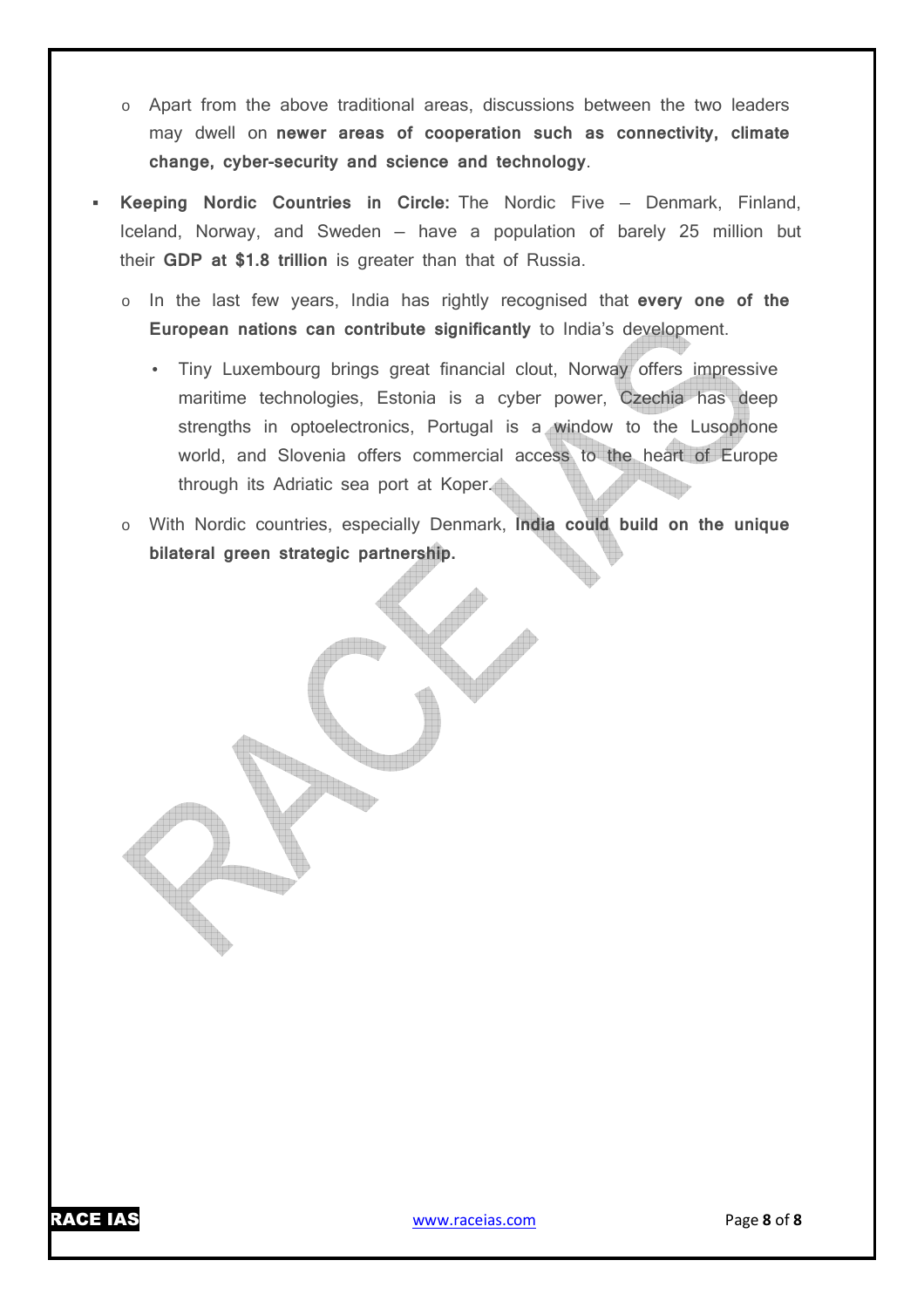- Apart from the above traditional areas, discussions between the two leaders may dwell on **newer areas of cooperation such as connectivity, climate change, cyber-security and science and technology**.

- **Keeping Nordic Countries in Circle:** The Nordic Five – Denmark, Finland, Iceland, Norway, and Sweden – have a population of barely 25 million but their **GDP at $1.8 trillion** is greater than that of Russia.
  - In the last few years, India has rightly recognised that **every one of the European nations can contribute significantly** to India's development.
    - Tiny Luxembourg brings great financial clout, Norway offers impressive maritime technologies, Estonia is a cyber power, Czechia has deep strengths in optoelectronics, Portugal is a window to the Lusophone world, and Slovenia offers commercial access to the heart of Europe through its Adriatic sea port at Koper.
  - With Nordic countries, especially Denmark, **India could build on the unique bilateral green strategic partnership.**